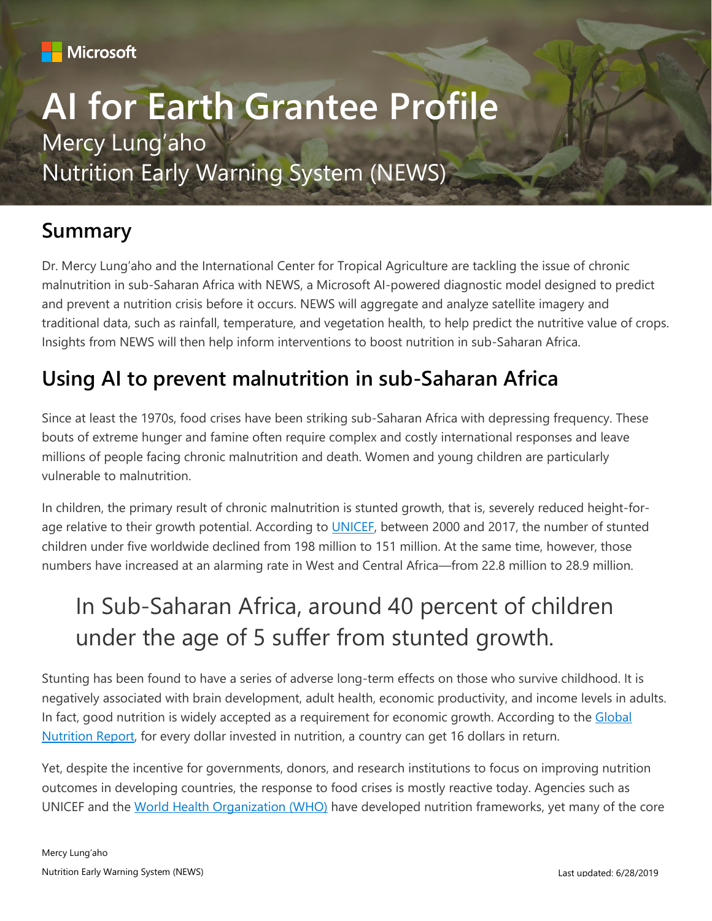Microsoft

# AI for Earth Grantee Profile

Mercy Lung'aho

Nutrition Early Warning System (NEWS)

## Summary

Dr. Mercy Lung'aho and the International Center for Tropical Agriculture are tackling the issue of chronic malnutrition in sub-Saharan Africa with NEWS, a Microsoft AI-powered diagnostic model designed to predict and prevent a nutrition crisis before it occurs. NEWS will aggregate and analyze satellite imagery and traditional data, such as rainfall, temperature, and vegetation health, to help predict the nutritive value of crops. Insights from NEWS will then help inform interventions to boost nutrition in sub-Saharan Africa.

## Using AI to prevent malnutrition in sub-Saharan Africa

Since at least the 1970s, food crises have been striking sub-Saharan Africa with depressing frequency. These bouts of extreme hunger and famine often require complex and costly international responses and leave millions of people facing chronic malnutrition and death. Women and young children are particularly vulnerable to malnutrition.

In children, the primary result of chronic malnutrition is stunted growth, that is, severely reduced height-for-age relative to their growth potential. According to UNICEF, between 2000 and 2017, the number of stunted children under five worldwide declined from 198 million to 151 million. At the same time, however, those numbers have increased at an alarming rate in West and Central Africa—from 22.8 million to 28.9 million.

> In Sub-Saharan Africa, around 40 percent of children under the age of 5 suffer from stunted growth.

Stunting has been found to have a series of adverse long-term effects on those who survive childhood. It is negatively associated with brain development, adult health, economic productivity, and income levels in adults. In fact, good nutrition is widely accepted as a requirement for economic growth. According to the Global Nutrition Report, for every dollar invested in nutrition, a country can get 16 dollars in return.

Yet, despite the incentive for governments, donors, and research institutions to focus on improving nutrition outcomes in developing countries, the response to food crises is mostly reactive today. Agencies such as UNICEF and the World Health Organization (WHO) have developed nutrition frameworks, yet many of the core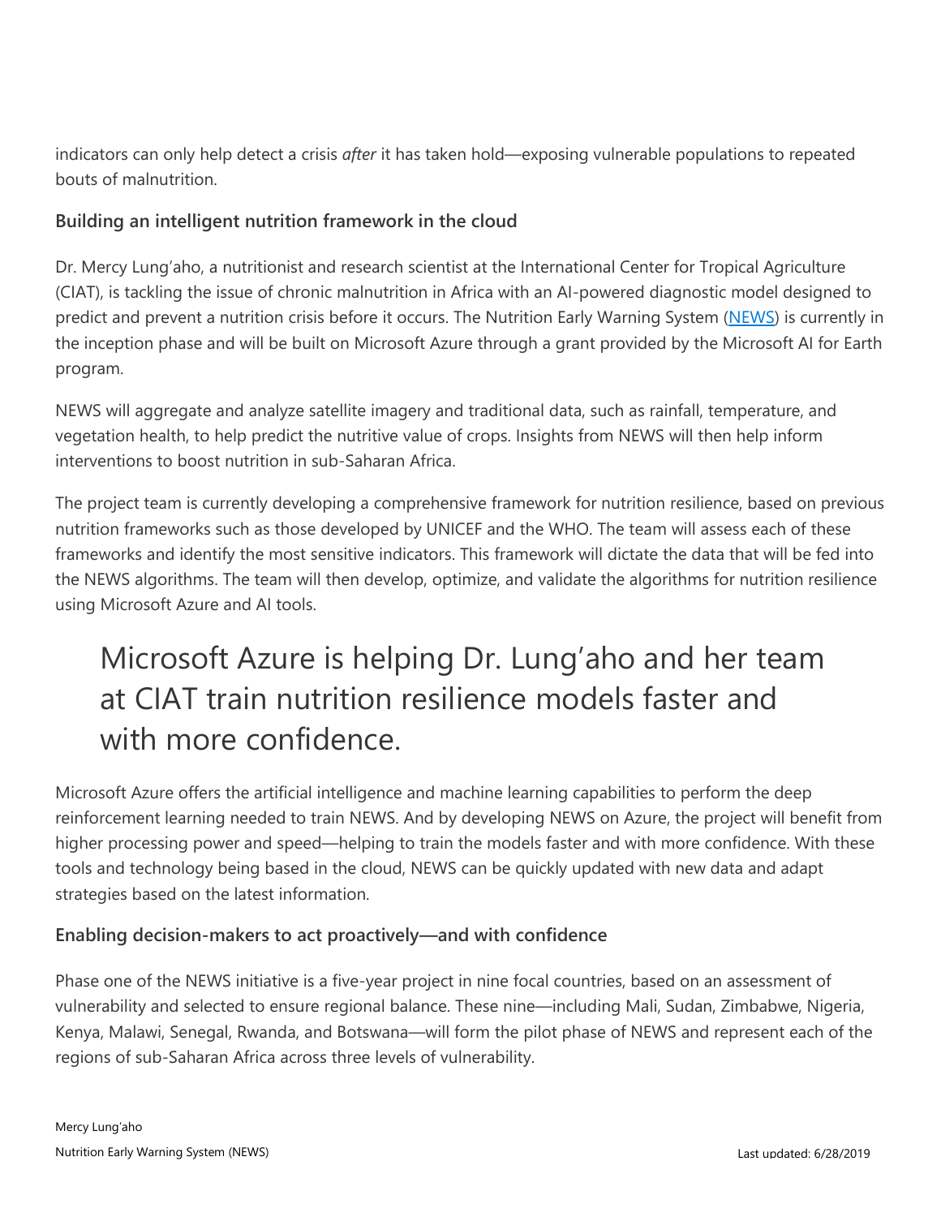indicators can only help detect a crisis *after* it has taken hold—exposing vulnerable populations to repeated bouts of malnutrition.

### Building an intelligent nutrition framework in the cloud

Dr. Mercy Lung'aho, a nutritionist and research scientist at the International Center for Tropical Agriculture (CIAT), is tackling the issue of chronic malnutrition in Africa with an AI-powered diagnostic model designed to predict and prevent a nutrition crisis before it occurs. The Nutrition Early Warning System (NEWS) is currently in the inception phase and will be built on Microsoft Azure through a grant provided by the Microsoft AI for Earth program.

NEWS will aggregate and analyze satellite imagery and traditional data, such as rainfall, temperature, and vegetation health, to help predict the nutritive value of crops. Insights from NEWS will then help inform interventions to boost nutrition in sub-Saharan Africa.

The project team is currently developing a comprehensive framework for nutrition resilience, based on previous nutrition frameworks such as those developed by UNICEF and the WHO. The team will assess each of these frameworks and identify the most sensitive indicators. This framework will dictate the data that will be fed into the NEWS algorithms. The team will then develop, optimize, and validate the algorithms for nutrition resilience using Microsoft Azure and AI tools.

> Microsoft Azure is helping Dr. Lung'aho and her team at CIAT train nutrition resilience models faster and with more confidence.

Microsoft Azure offers the artificial intelligence and machine learning capabilities to perform the deep reinforcement learning needed to train NEWS. And by developing NEWS on Azure, the project will benefit from higher processing power and speed—helping to train the models faster and with more confidence. With these tools and technology being based in the cloud, NEWS can be quickly updated with new data and adapt strategies based on the latest information.

### Enabling decision-makers to act proactively—and with confidence

Phase one of the NEWS initiative is a five-year project in nine focal countries, based on an assessment of vulnerability and selected to ensure regional balance. These nine—including Mali, Sudan, Zimbabwe, Nigeria, Kenya, Malawi, Senegal, Rwanda, and Botswana—will form the pilot phase of NEWS and represent each of the regions of sub-Saharan Africa across three levels of vulnerability.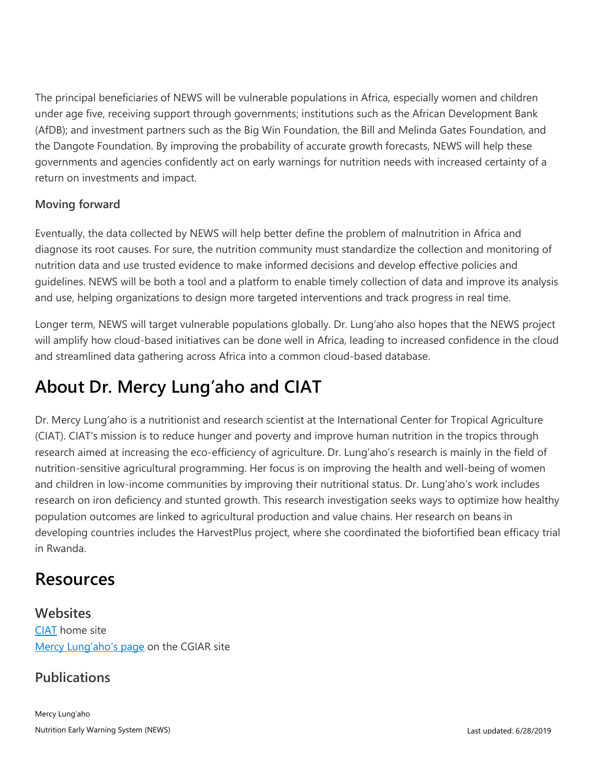The principal beneficiaries of NEWS will be vulnerable populations in Africa, especially women and children under age five, receiving support through governments; institutions such as the African Development Bank (AfDB); and investment partners such as the Big Win Foundation, the Bill and Melinda Gates Foundation, and the Dangote Foundation. By improving the probability of accurate growth forecasts, NEWS will help these governments and agencies confidently act on early warnings for nutrition needs with increased certainty of a return on investments and impact.

### Moving forward

Eventually, the data collected by NEWS will help better define the problem of malnutrition in Africa and diagnose its root causes. For sure, the nutrition community must standardize the collection and monitoring of nutrition data and use trusted evidence to make informed decisions and develop effective policies and guidelines. NEWS will be both a tool and a platform to enable timely collection of data and improve its analysis and use, helping organizations to design more targeted interventions and track progress in real time.

Longer term, NEWS will target vulnerable populations globally. Dr. Lung'aho also hopes that the NEWS project will amplify how cloud-based initiatives can be done well in Africa, leading to increased confidence in the cloud and streamlined data gathering across Africa into a common cloud-based database.

## About Dr. Mercy Lung'aho and CIAT

Dr. Mercy Lung'aho is a nutritionist and research scientist at the International Center for Tropical Agriculture (CIAT). CIAT's mission is to reduce hunger and poverty and improve human nutrition in the tropics through research aimed at increasing the eco-efficiency of agriculture. Dr. Lung'aho's research is mainly in the field of nutrition-sensitive agricultural programming. Her focus is on improving the health and well-being of women and children in low-income communities by improving their nutritional status. Dr. Lung'aho's work includes research on iron deficiency and stunted growth. This research investigation seeks ways to optimize how healthy population outcomes are linked to agricultural production and value chains. Her research on beans in developing countries includes the HarvestPlus project, where she coordinated the biofortified bean efficacy trial in Rwanda.

## Resources

### Websites

[CIAT](CIAT) home site
[Mercy Lung'aho's page](Mercy Lung'aho's page) on the CGIAR site

### Publications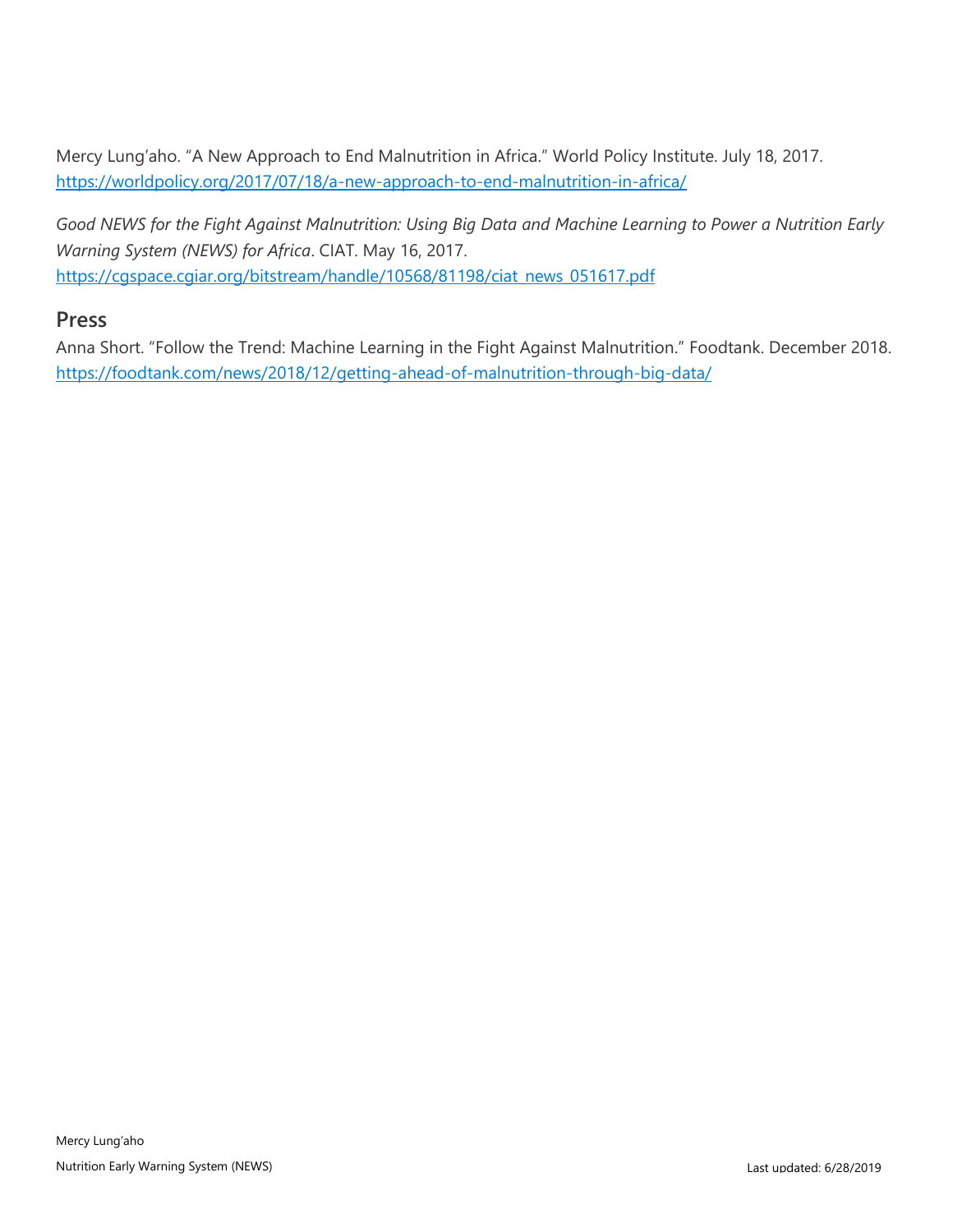Mercy Lung'aho. "A New Approach to End Malnutrition in Africa." World Policy Institute. July 18, 2017. https://worldpolicy.org/2017/07/18/a-new-approach-to-end-malnutrition-in-africa/

*Good NEWS for the Fight Against Malnutrition: Using Big Data and Machine Learning to Power a Nutrition Early Warning System (NEWS) for Africa*. CIAT. May 16, 2017. https://cgspace.cgiar.org/bitstream/handle/10568/81198/ciat_news_051617.pdf

## Press

Anna Short. "Follow the Trend: Machine Learning in the Fight Against Malnutrition." Foodtank. December 2018. https://foodtank.com/news/2018/12/getting-ahead-of-malnutrition-through-big-data/